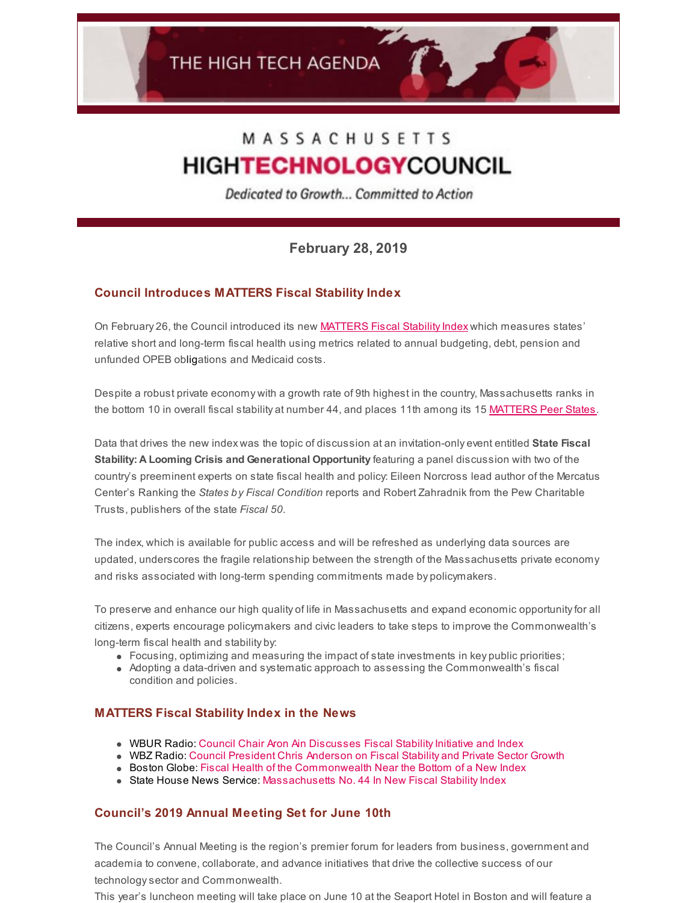THE HIGH TECH AGENDA

MASSACHUSETTS
HIGHTECHNOLOGYCOUNCIL

*Dedicated to Growth... Committed to Action*

**February 28, 2019**

## Council Introduces MATTERS Fiscal Stability Index

On February 26, the Council introduced its new MATTERS Fiscal Stability Index which measures states' relative short and long-term fiscal health using metrics related to annual budgeting, debt, pension and unfunded OPEB obligations and Medicaid costs.

Despite a robust private economy with a growth rate of 9th highest in the country, Massachusetts ranks in the bottom 10 in overall fiscal stability at number 44, and places 11th among its 15 MATTERS Peer States.

Data that drives the new index was the topic of discussion at an invitation-only event entitled **State Fiscal Stability: A Looming Crisis and Generational Opportunity** featuring a panel discussion with two of the country's preeminent experts on state fiscal health and policy: Eileen Norcross lead author of the Mercatus Center's Ranking the *States by Fiscal Condition* reports and Robert Zahradnik from the Pew Charitable Trusts, publishers of the state *Fiscal 50*.

The index, which is available for public access and will be refreshed as underlying data sources are updated, underscores the fragile relationship between the strength of the Massachusetts private economy and risks associated with long-term spending commitments made by policymakers.

To preserve and enhance our high quality of life in Massachusetts and expand economic opportunity for all citizens, experts encourage policymakers and civic leaders to take steps to improve the Commonwealth's long-term fiscal health and stability by:

- Focusing, optimizing and measuring the impact of state investments in key public priorities;
- Adopting a data-driven and systematic approach to assessing the Commonwealth's fiscal condition and policies.

## MATTERS Fiscal Stability Index in the News

- WBUR Radio: Council Chair Aron Ain Discusses Fiscal Stability Initiative and Index
- WBZ Radio: Council President Chris Anderson on Fiscal Stability and Private Sector Growth
- Boston Globe: Fiscal Health of the Commonwealth Near the Bottom of a New Index
- State House News Service: Massachusetts No. 44 In New Fiscal Stability Index

## Council's 2019 Annual Meeting Set for June 10th

The Council's Annual Meeting is the region's premier forum for leaders from business, government and academia to convene, collaborate, and advance initiatives that drive the collective success of our technology sector and Commonwealth.

This year's luncheon meeting will take place on June 10 at the Seaport Hotel in Boston and will feature a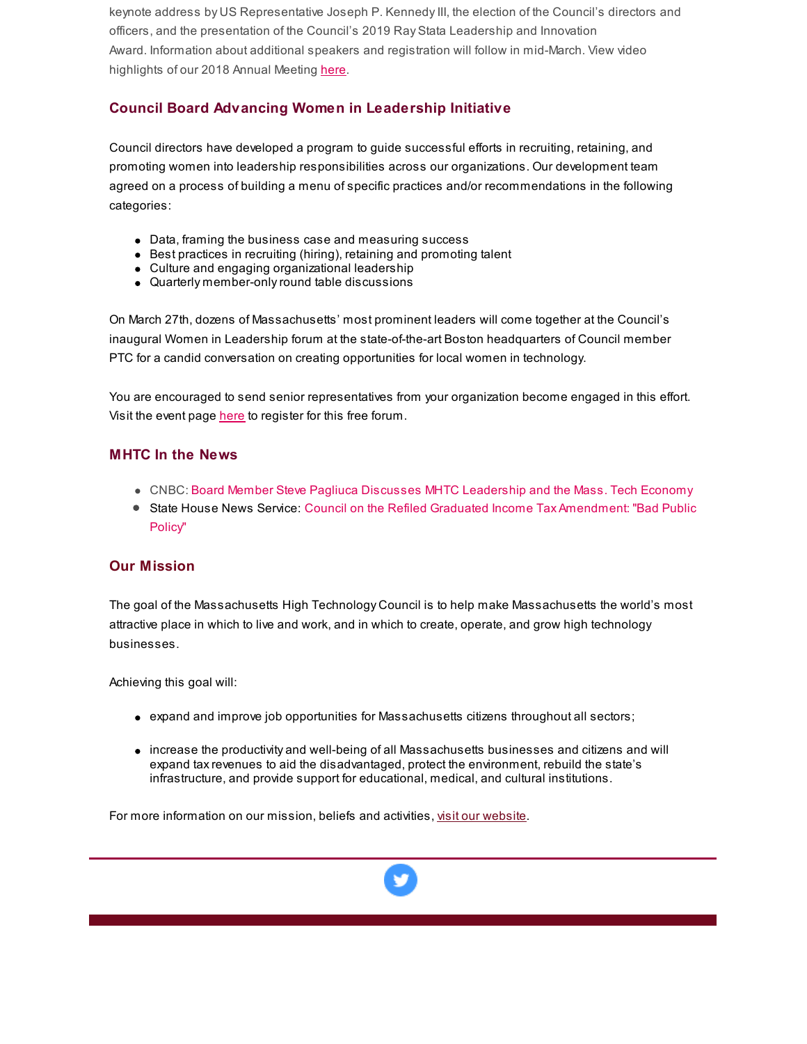keynote address by US Representative Joseph P. Kennedy III, the election of the Council's directors and officers, and the presentation of the Council's 2019 Ray Stata Leadership and Innovation Award. Information about additional speakers and registration will follow in mid-March. View video highlights of our 2018 Annual Meeting here.

## Council Board Advancing Women in Leadership Initiative

Council directors have developed a program to guide successful efforts in recruiting, retaining, and promoting women into leadership responsibilities across our organizations. Our development team agreed on a process of building a menu of specific practices and/or recommendations in the following categories:

- Data, framing the business case and measuring success
- Best practices in recruiting (hiring), retaining and promoting talent
- Culture and engaging organizational leadership
- Quarterly member-only round table discussions

On March 27th, dozens of Massachusetts' most prominent leaders will come together at the Council's inaugural Women in Leadership forum at the state-of-the-art Boston headquarters of Council member PTC for a candid conversation on creating opportunities for local women in technology.

You are encouraged to send senior representatives from your organization become engaged in this effort. Visit the event page here to register for this free forum.

## MHTC In the News

- CNBC: Board Member Steve Pagliuca Discusses MHTC Leadership and the Mass. Tech Economy
- State House News Service: Council on the Refiled Graduated Income Tax Amendment: "Bad Public Policy"

## Our Mission

The goal of the Massachusetts High Technology Council is to help make Massachusetts the world's most attractive place in which to live and work, and in which to create, operate, and grow high technology businesses.

Achieving this goal will:

- expand and improve job opportunities for Massachusetts citizens throughout all sectors;
- increase the productivity and well-being of all Massachusetts businesses and citizens and will expand tax revenues to aid the disadvantaged, protect the environment, rebuild the state's infrastructure, and provide support for educational, medical, and cultural institutions.

For more information on our mission, beliefs and activities, visit our website.